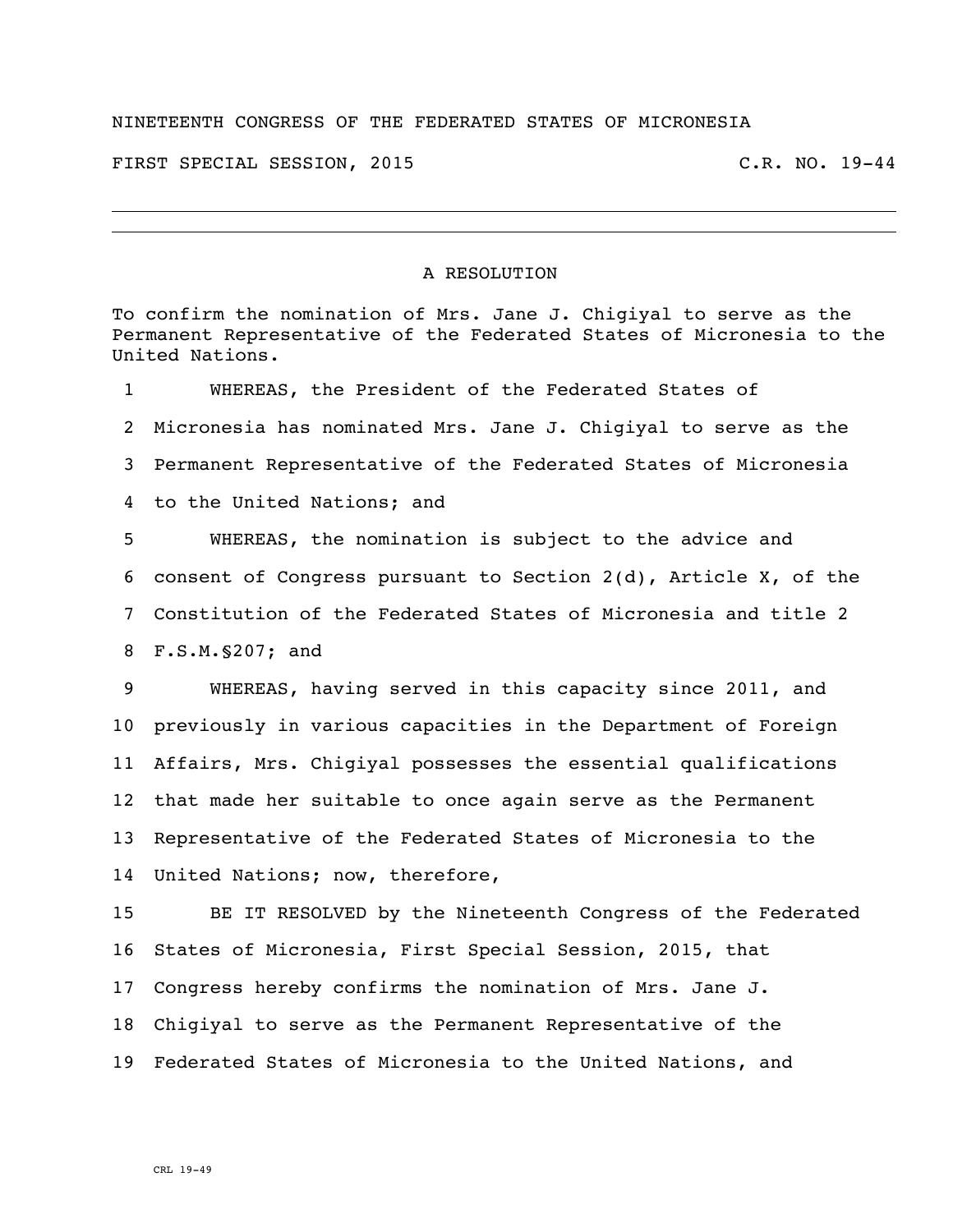NINETEENTH CONGRESS OF THE FEDERATED STATES OF MICRONESIA

FIRST SPECIAL SESSION, 2015 C.R. NO. 19-44

---

# A RESOLUTION

To confirm the nomination of Mrs. Jane J. Chigiyal to serve as the Permanent Representative of the Federated States of Micronesia to the United Nations.

1 WHEREAS, the President of the Federated States of
2 Micronesia has nominated Mrs. Jane J. Chigiyal to serve as the
3 Permanent Representative of the Federated States of Micronesia
4 to the United Nations; and

5 WHEREAS, the nomination is subject to the advice and
6 consent of Congress pursuant to Section 2(d), Article X, of the
7 Constitution of the Federated States of Micronesia and title 2
8 F.S.M.§207; and

9 WHEREAS, having served in this capacity since 2011, and
10 previously in various capacities in the Department of Foreign
11 Affairs, Mrs. Chigiyal possesses the essential qualifications
12 that made her suitable to once again serve as the Permanent
13 Representative of the Federated States of Micronesia to the
14 United Nations; now, therefore,

15 BE IT RESOLVED by the Nineteenth Congress of the Federated
16 States of Micronesia, First Special Session, 2015, that
17 Congress hereby confirms the nomination of Mrs. Jane J.
18 Chigiyal to serve as the Permanent Representative of the
19 Federated States of Micronesia to the United Nations, and

CRL 19-49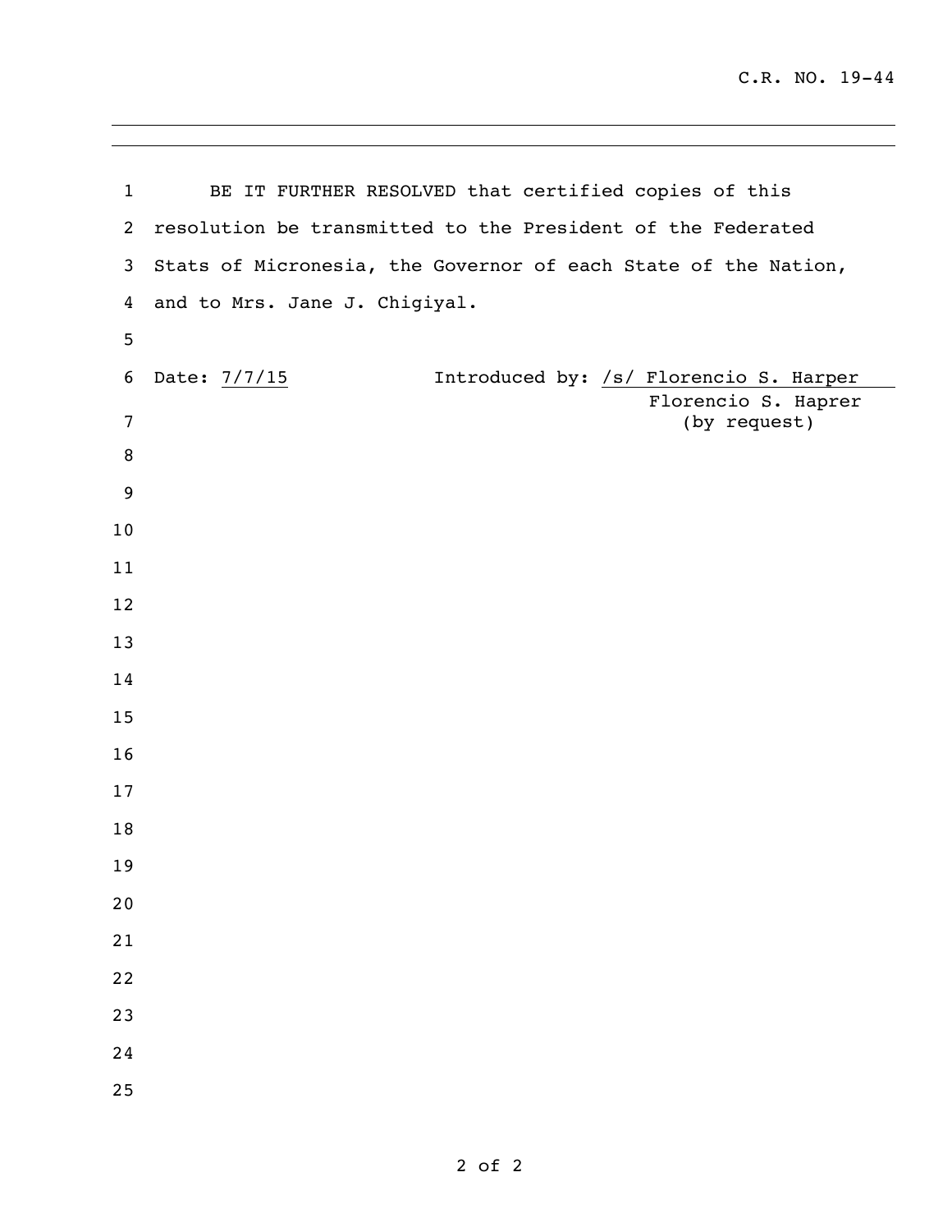BE IT FURTHER RESOLVED that certified copies of this resolution be transmitted to the President of the Federated Stats of Micronesia, the Governor of each State of the Nation, and to Mrs. Jane J. Chigiyal.

Date: 7/7/15

Introduced by: /s/ Florencio S. Harper
Florencio S. Haprer
(by request)